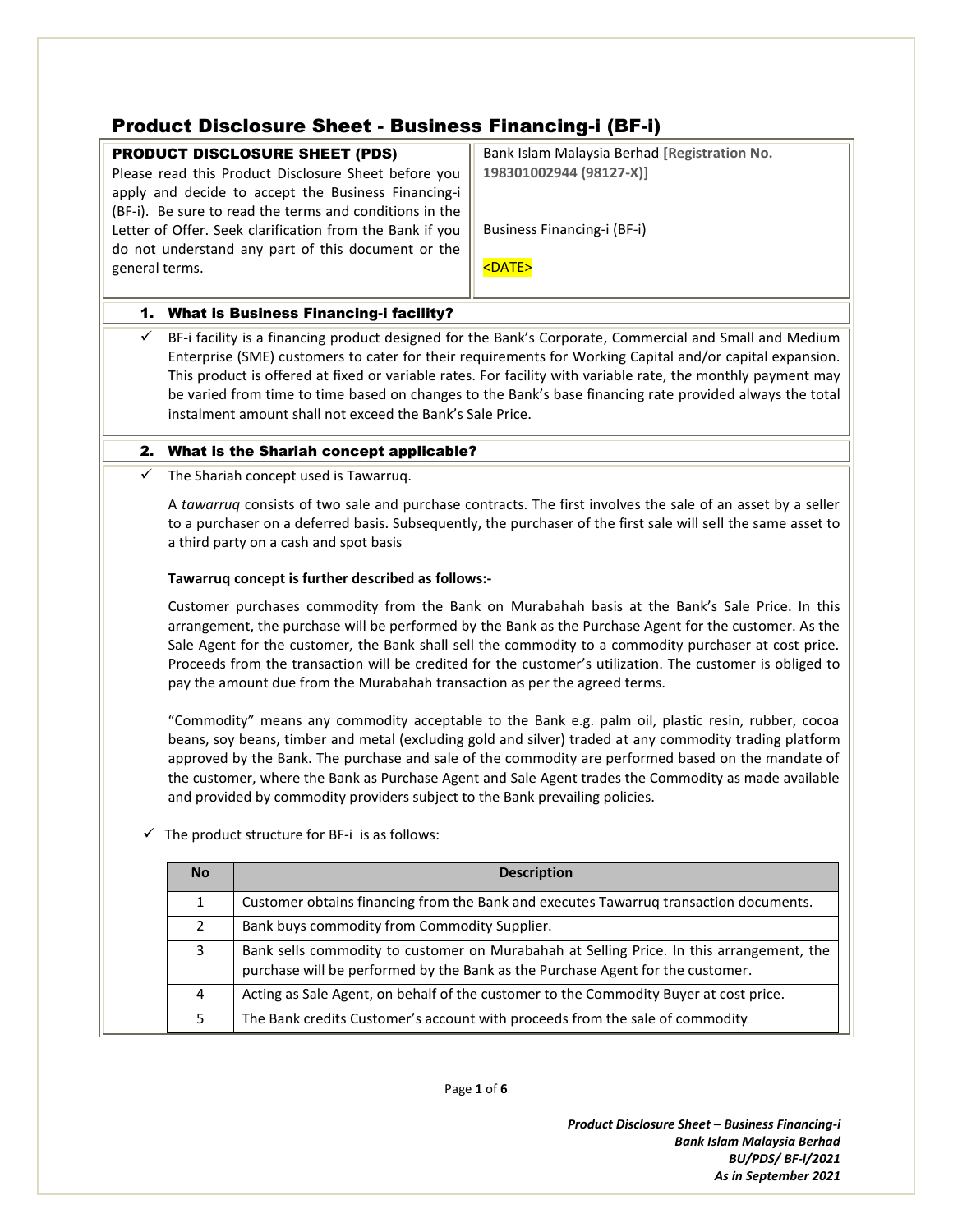# Product Disclosure Sheet - Business Financing-i (BF-i)

| **PRODUCT DISCLOSURE SHEET (PDS)**<br>Please read this Product Disclosure Sheet before you apply and decide to accept the Business Financing-i (BF-i). Be sure to read the terms and conditions in the Letter of Offer. Seek clarification from the Bank if you do not understand any part of this document or the general terms. | Bank Islam Malaysia Berhad **[Registration No. 198301002944 (98127-X)]**<br><br>Business Financing-i (BF-i)<br><br><DATE> |
|---|---|

## 1. What is Business Financing-i facility?

- ✓ BF-i facility is a financing product designed for the Bank's Corporate, Commercial and Small and Medium Enterprise (SME) customers to cater for their requirements for Working Capital and/or capital expansion. This product is offered at fixed or variable rates. For facility with variable rate, the monthly payment may be varied from time to time based on changes to the Bank's base financing rate provided always the total instalment amount shall not exceed the Bank's Sale Price.

## 2. What is the Shariah concept applicable?

- ✓ The Shariah concept used is Tawarruq.

  A *tawarruq* consists of two sale and purchase contracts. The first involves the sale of an asset by a seller to a purchaser on a deferred basis. Subsequently, the purchaser of the first sale will sell the same asset to a third party on a cash and spot basis

  **Tawarruq concept is further described as follows:-**

  Customer purchases commodity from the Bank on Murabahah basis at the Bank's Sale Price. In this arrangement, the purchase will be performed by the Bank as the Purchase Agent for the customer. As the Sale Agent for the customer, the Bank shall sell the commodity to a commodity purchaser at cost price. Proceeds from the transaction will be credited for the customer's utilization. The customer is obliged to pay the amount due from the Murabahah transaction as per the agreed terms.

  "Commodity" means any commodity acceptable to the Bank e.g. palm oil, plastic resin, rubber, cocoa beans, soy beans, timber and metal (excluding gold and silver) traded at any commodity trading platform approved by the Bank. The purchase and sale of the commodity are performed based on the mandate of the customer, where the Bank as Purchase Agent and Sale Agent trades the Commodity as made available and provided by commodity providers subject to the Bank prevailing policies.

- ✓ The product structure for BF-i is as follows:

| No | Description |
|---|---|
| 1 | Customer obtains financing from the Bank and executes Tawarruq transaction documents. |
| 2 | Bank buys commodity from Commodity Supplier. |
| 3 | Bank sells commodity to customer on Murabahah at Selling Price. In this arrangement, the purchase will be performed by the Bank as the Purchase Agent for the customer. |
| 4 | Acting as Sale Agent, on behalf of the customer to the Commodity Buyer at cost price. |
| 5 | The Bank credits Customer's account with proceeds from the sale of commodity |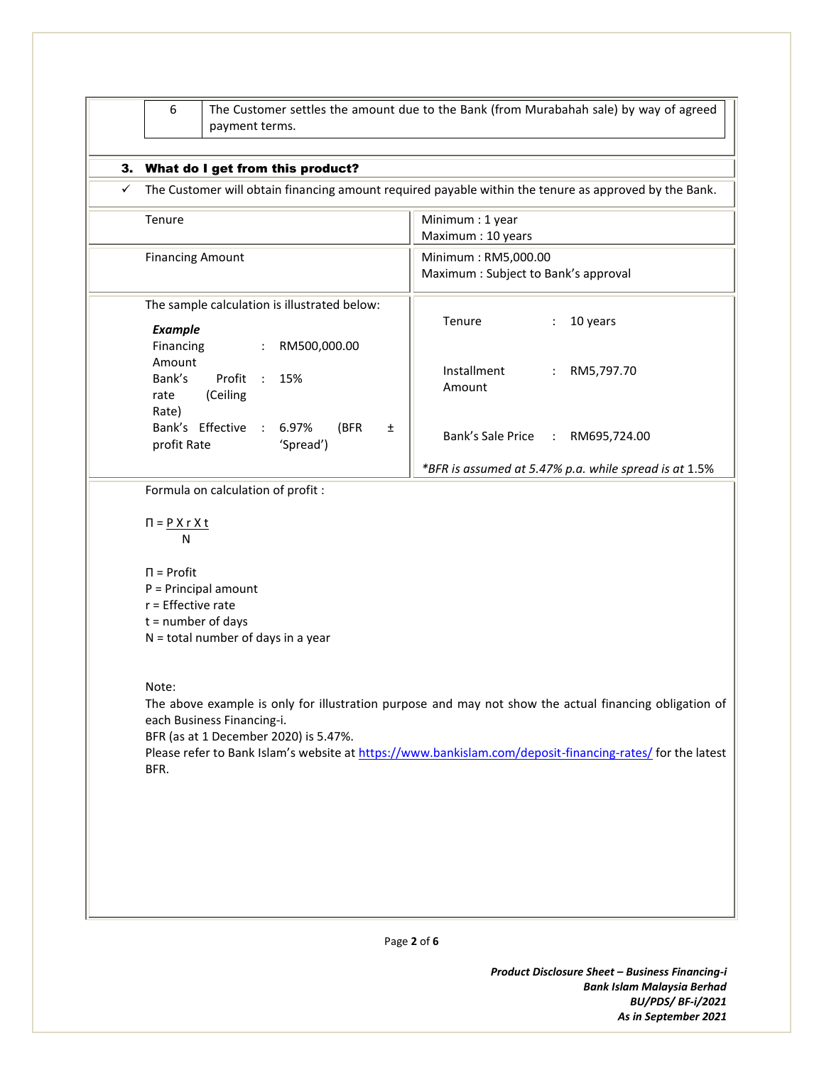| 6 | The Customer settles the amount due to the Bank (from Murabahah sale) by way of agreed payment terms. |
| --- | --- |

## 3. What do I get from this product?

✓ The Customer will obtain financing amount required payable within the tenure as approved by the Bank.

| | |
| --- | --- |
| Tenure | Minimum : 1 year<br>Maximum : 10 years |
| Financing Amount | Minimum : RM5,000.00<br>Maximum : Subject to Bank's approval |

The sample calculation is illustrated below:

***Example***

| | | | | | |
| --- | --- | --- | --- | --- | --- |
| Financing Amount | : | RM500,000.00 | Tenure | : | 10 years |
| Bank's Profit rate (Ceiling Rate) | : | 15% | Installment Amount | : | RM5,797.70 |
| Bank's Effective profit Rate | : | 6.97% (BFR ± 'Spread') | Bank's Sale Price | : | RM695,724.00 |

**BFR is assumed at 5.47% p.a. while spread is at* 1.5%

Formula on calculation of profit :

$$\Pi = \frac{P \times r \times t}{N}$$

$\Pi$ = Profit
P = Principal amount
r = Effective rate
t = number of days
N = total number of days in a year

Note:
The above example is only for illustration purpose and may not show the actual financing obligation of each Business Financing-i.
BFR (as at 1 December 2020) is 5.47%.
Please refer to Bank Islam's website at https://www.bankislam.com/deposit-financing-rates/ for the latest BFR.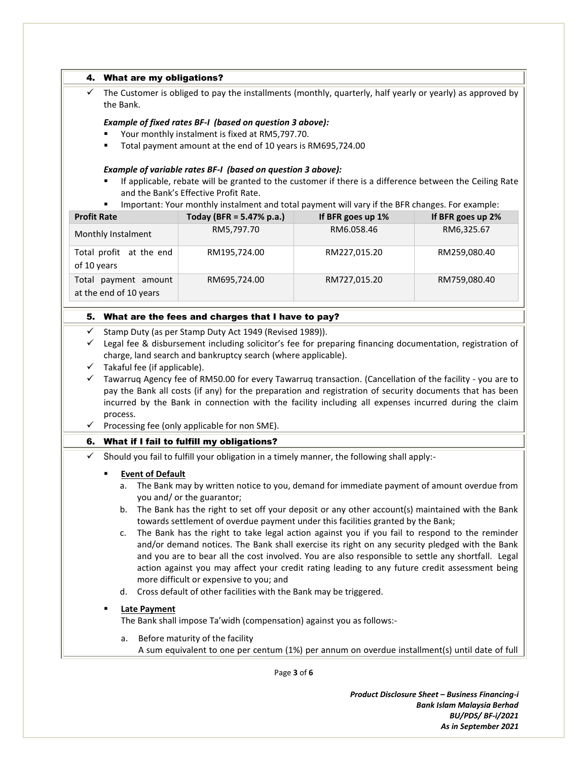## 4. What are my obligations?

- ✓ The Customer is obliged to pay the installments (monthly, quarterly, half yearly or yearly) as approved by the Bank.

  ***Example of fixed rates BF-I (based on question 3 above):***
  - Your monthly instalment is fixed at RM5,797.70.
  - Total payment amount at the end of 10 years is RM695,724.00

  ***Example of variable rates BF-I (based on question 3 above):***
  - If applicable, rebate will be granted to the customer if there is a difference between the Ceiling Rate and the Bank's Effective Profit Rate.
  - Important: Your monthly instalment and total payment will vary if the BFR changes. For example:

| Profit Rate | Today (BFR = 5.47% p.a.) | If BFR goes up 1% | If BFR goes up 2% |
|---|---|---|---|
| Monthly Instalment | RM5,797.70 | RM6.058.46 | RM6,325.67 |
| Total profit at the end of 10 years | RM195,724.00 | RM227,015.20 | RM259,080.40 |
| Total payment amount at the end of 10 years | RM695,724.00 | RM727,015.20 | RM759,080.40 |

## 5. What are the fees and charges that I have to pay?

- ✓ Stamp Duty (as per Stamp Duty Act 1949 (Revised 1989)).
- ✓ Legal fee & disbursement including solicitor's fee for preparing financing documentation, registration of charge, land search and bankruptcy search (where applicable).
- ✓ Takaful fee (if applicable).
- ✓ Tawarruq Agency fee of RM50.00 for every Tawarruq transaction. (Cancellation of the facility - you are to pay the Bank all costs (if any) for the preparation and registration of security documents that has been incurred by the Bank in connection with the facility including all expenses incurred during the claim process.
- ✓ Processing fee (only applicable for non SME).

## 6. What if I fail to fulfill my obligations?

- ✓ Should you fail to fulfill your obligation in a timely manner, the following shall apply:-

  - <u>**Event of Default**</u>
    a. The Bank may by written notice to you, demand for immediate payment of amount overdue from you and/ or the guarantor;
    b. The Bank has the right to set off your deposit or any other account(s) maintained with the Bank towards settlement of overdue payment under this facilities granted by the Bank;
    c. The Bank has the right to take legal action against you if you fail to respond to the reminder and/or demand notices. The Bank shall exercise its right on any security pledged with the Bank and you are to bear all the cost involved. You are also responsible to settle any shortfall. Legal action against you may affect your credit rating leading to any future credit assessment being more difficult or expensive to you; and
    d. Cross default of other facilities with the Bank may be triggered.

  - <u>**Late Payment**</u>
    The Bank shall impose Ta'widh (compensation) against you as follows:-

    a. Before maturity of the facility
    A sum equivalent to one per centum (1%) per annum on overdue installment(s) until date of full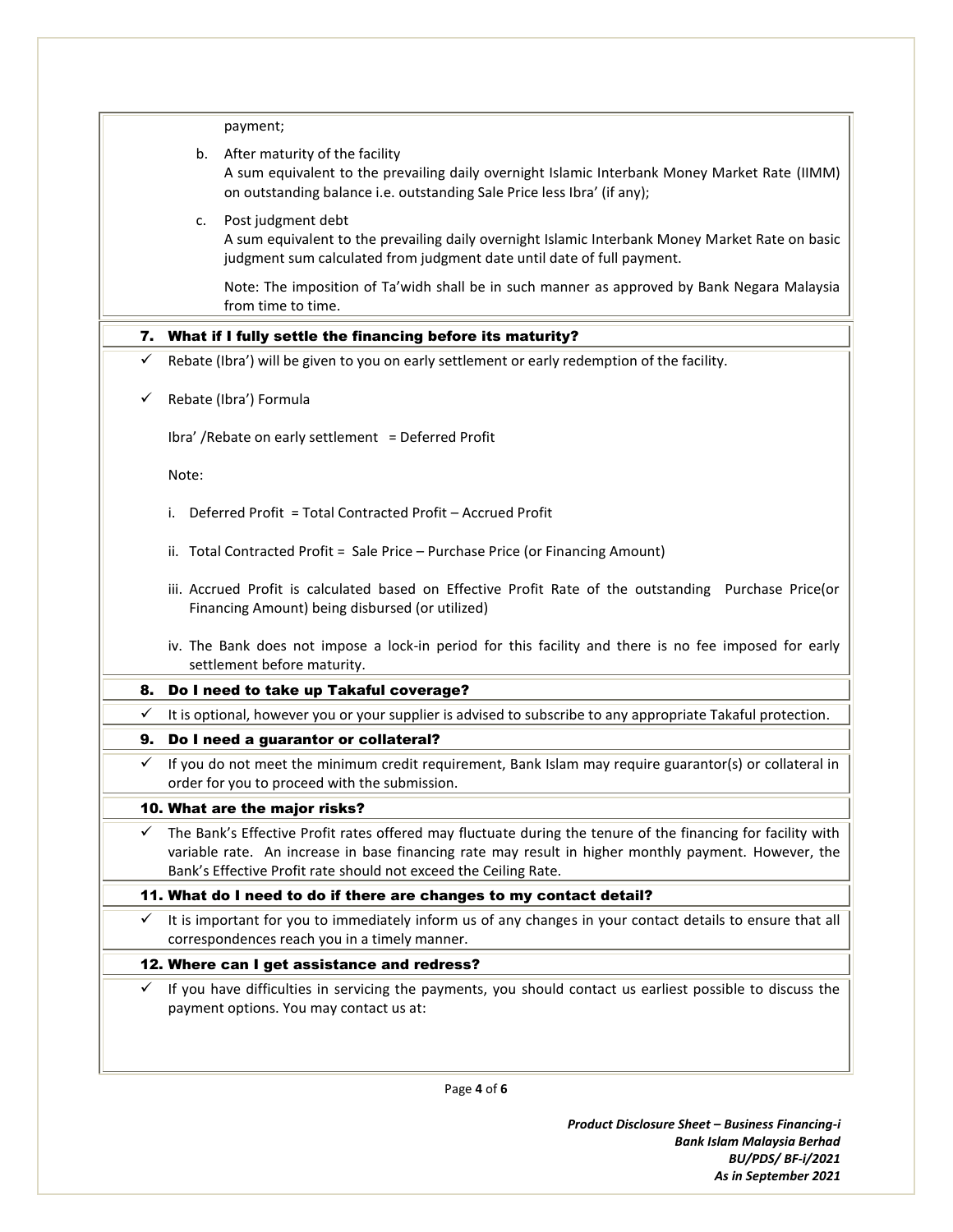payment;

b. After maturity of the facility
   A sum equivalent to the prevailing daily overnight Islamic Interbank Money Market Rate (IIMM) on outstanding balance i.e. outstanding Sale Price less Ibra' (if any);

c. Post judgment debt
   A sum equivalent to the prevailing daily overnight Islamic Interbank Money Market Rate on basic judgment sum calculated from judgment date until date of full payment.

   Note: The imposition of Ta'widh shall be in such manner as approved by Bank Negara Malaysia from time to time.

## 7. What if I fully settle the financing before its maturity?

✓ Rebate (Ibra') will be given to you on early settlement or early redemption of the facility.

✓ Rebate (Ibra') Formula

Ibra' /Rebate on early settlement = Deferred Profit

Note:

i. Deferred Profit = Total Contracted Profit – Accrued Profit

ii. Total Contracted Profit = Sale Price – Purchase Price (or Financing Amount)

iii. Accrued Profit is calculated based on Effective Profit Rate of the outstanding Purchase Price(or Financing Amount) being disbursed (or utilized)

iv. The Bank does not impose a lock-in period for this facility and there is no fee imposed for early settlement before maturity.

## 8. Do I need to take up Takaful coverage?

✓ It is optional, however you or your supplier is advised to subscribe to any appropriate Takaful protection.

## 9. Do I need a guarantor or collateral?

✓ If you do not meet the minimum credit requirement, Bank Islam may require guarantor(s) or collateral in order for you to proceed with the submission.

## 10. What are the major risks?

✓ The Bank's Effective Profit rates offered may fluctuate during the tenure of the financing for facility with variable rate. An increase in base financing rate may result in higher monthly payment. However, the Bank's Effective Profit rate should not exceed the Ceiling Rate.

## 11. What do I need to do if there are changes to my contact detail?

✓ It is important for you to immediately inform us of any changes in your contact details to ensure that all correspondences reach you in a timely manner.

## 12. Where can I get assistance and redress?

✓ If you have difficulties in servicing the payments, you should contact us earliest possible to discuss the payment options. You may contact us at: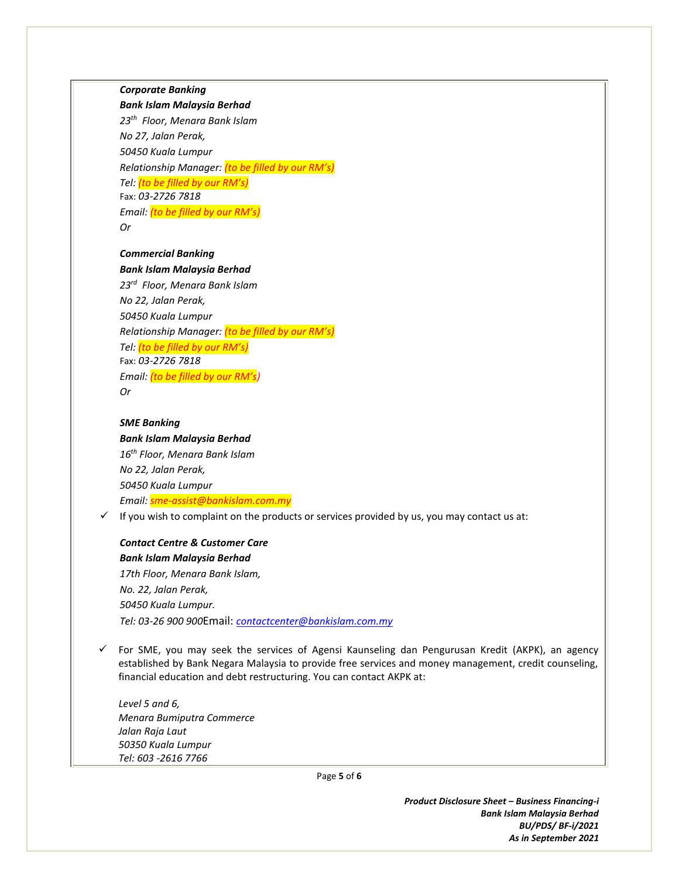***Corporate Banking***
***Bank Islam Malaysia Berhad***
*23th Floor, Menara Bank Islam*
*No 27, Jalan Perak,*
*50450 Kuala Lumpur*
*Relationship Manager: (to be filled by our RM's)*
*Tel: (to be filled by our RM's)*
Fax: *03-2726 7818*
*Email: (to be filled by our RM's)*
*Or*

***Commercial Banking***
***Bank Islam Malaysia Berhad***
*23rd Floor, Menara Bank Islam*
*No 22, Jalan Perak,*
*50450 Kuala Lumpur*
*Relationship Manager: (to be filled by our RM's)*
*Tel: (to be filled by our RM's)*
Fax: *03-2726 7818*
*Email: (to be filled by our RM's)*
*Or*

***SME Banking***
***Bank Islam Malaysia Berhad***
*16th Floor, Menara Bank Islam*
*No 22, Jalan Perak,*
*50450 Kuala Lumpur*
*Email: sme-assist@bankislam.com.my*

- ✓ If you wish to complaint on the products or services provided by us, you may contact us at:

***Contact Centre & Customer Care***
***Bank Islam Malaysia Berhad***
*17th Floor, Menara Bank Islam,*
*No. 22, Jalan Perak,*
*50450 Kuala Lumpur.*
*Tel: 03-26 900 900*Email: *contactcenter@bankislam.com.my*

- ✓ For SME, you may seek the services of Agensi Kaunseling dan Pengurusan Kredit (AKPK), an agency established by Bank Negara Malaysia to provide free services and money management, credit counseling, financial education and debt restructuring. You can contact AKPK at:

*Level 5 and 6,*
*Menara Bumiputra Commerce*
*Jalan Raja Laut*
*50350 Kuala Lumpur*
*Tel: 603 -2616 7766*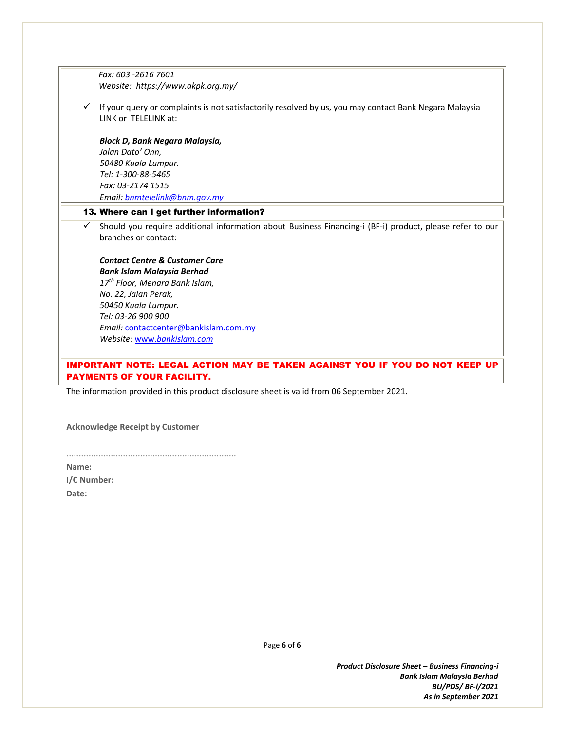*Fax: 603 -2616 7601*
*Website: https://www.akpk.org.my/*

✓ If your query or complaints is not satisfactorily resolved by us, you may contact Bank Negara Malaysia LINK or TELELINK at:

***Block D, Bank Negara Malaysia,***
*Jalan Dato' Onn,*
*50480 Kuala Lumpur.*
*Tel: 1-300-88-5465*
*Fax: 03-2174 1515*
*Email: bnmtelelink@bnm.gov.my*

## 13. Where can I get further information?

✓ Should you require additional information about Business Financing-i (BF-i) product, please refer to our branches or contact:

***Contact Centre & Customer Care***
***Bank Islam Malaysia Berhad***
*17th Floor, Menara Bank Islam,*
*No. 22, Jalan Perak,*
*50450 Kuala Lumpur.*
*Tel: 03-26 900 900*
*Email: contactcenter@bankislam.com.my*
*Website: www.bankislam.com*

**IMPORTANT NOTE: LEGAL ACTION MAY BE TAKEN AGAINST YOU IF YOU DO NOT KEEP UP PAYMENTS OF YOUR FACILITY.**

The information provided in this product disclosure sheet is valid from 06 September 2021.

**Acknowledge Receipt by Customer**

......................................................................

**Name:**
**I/C Number:**
**Date:**

***Product Disclosure Sheet – Business Financing-i***
***Bank Islam Malaysia Berhad***
***BU/PDS/ BF-i/2021***
***As in September 2021***